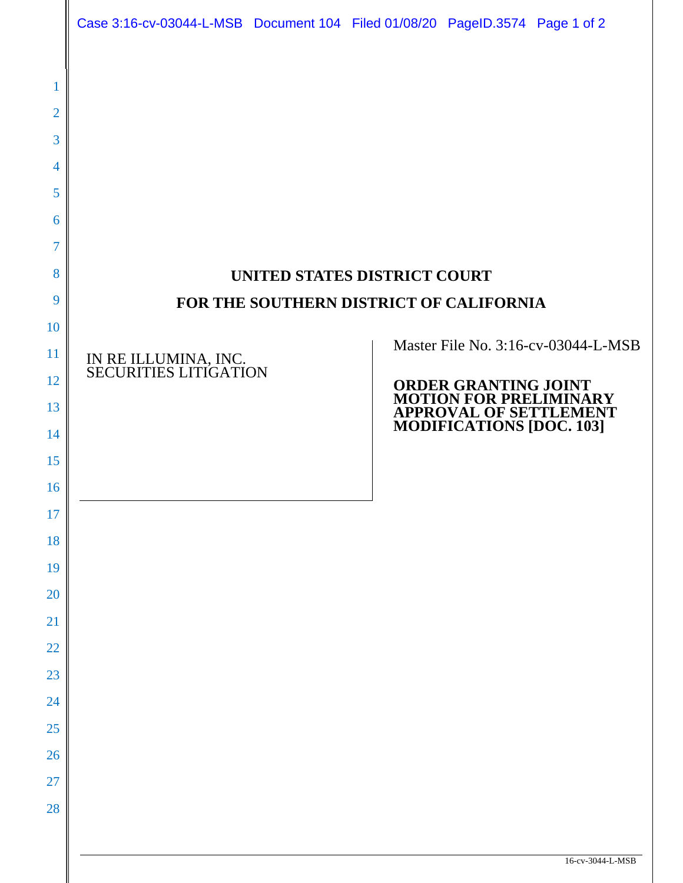**UNITED STATES DISTRICT COURT**

**FOR THE SOUTHERN DISTRICT OF CALIFORNIA**

IN RE ILLUMINA, INC. SECURITIES LITIGATION

Master File No. 3:16-cv-03044-L-MSB

**ORDER GRANTING JOINT MOTION FOR PRELIMINARY APPROVAL OF SETTLEMENT MODIFICATIONS [DOC. 103]**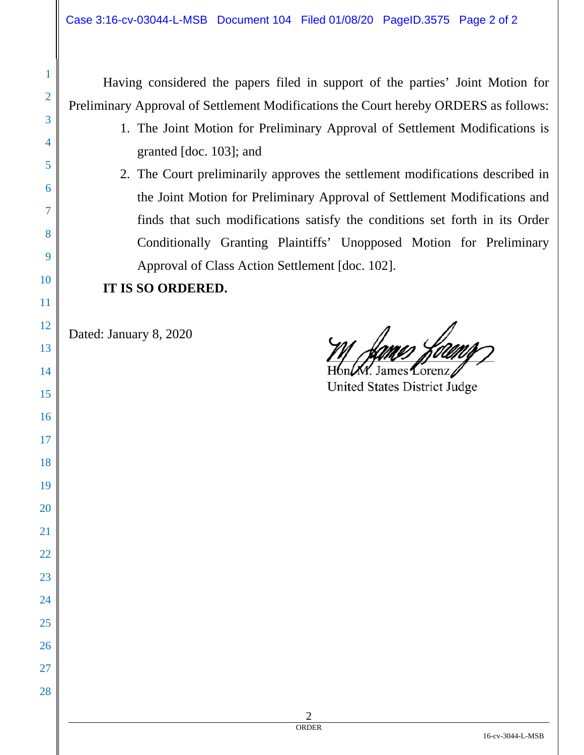Having considered the papers filed in support of the parties' Joint Motion for Preliminary Approval of Settlement Modifications the Court hereby ORDERS as follows:

1. The Joint Motion for Preliminary Approval of Settlement Modifications is granted [doc. 103]; and
2. The Court preliminarily approves the settlement modifications described in the Joint Motion for Preliminary Approval of Settlement Modifications and finds that such modifications satisfy the conditions set forth in its Order Conditionally Granting Plaintiffs' Unopposed Motion for Preliminary Approval of Class Action Settlement [doc. 102].

**IT IS SO ORDERED.**

Dated: January 8, 2020

Hon. M. James Lorenz
United States District Judge